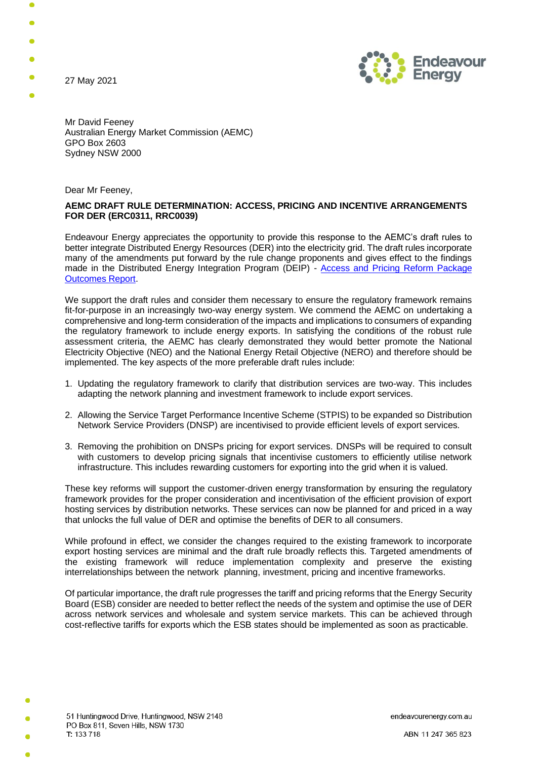27 May 2021

Mr David Feeney
Australian Energy Market Commission (AEMC)
GPO Box 2603
Sydney NSW 2000

Dear Mr Feeney,

**AEMC DRAFT RULE DETERMINATION: ACCESS, PRICING AND INCENTIVE ARRANGEMENTS FOR DER (ERC0311, RRC0039)**

Endeavour Energy appreciates the opportunity to provide this response to the AEMC's draft rules to better integrate Distributed Energy Resources (DER) into the electricity grid. The draft rules incorporate many of the amendments put forward by the rule change proponents and gives effect to the findings made in the Distributed Energy Integration Program (DEIP) - Access and Pricing Reform Package Outcomes Report.

We support the draft rules and consider them necessary to ensure the regulatory framework remains fit-for-purpose in an increasingly two-way energy system. We commend the AEMC on undertaking a comprehensive and long-term consideration of the impacts and implications to consumers of expanding the regulatory framework to include energy exports. In satisfying the conditions of the robust rule assessment criteria, the AEMC has clearly demonstrated they would better promote the National Electricity Objective (NEO) and the National Energy Retail Objective (NERO) and therefore should be implemented. The key aspects of the more preferable draft rules include:

1. Updating the regulatory framework to clarify that distribution services are two-way. This includes adapting the network planning and investment framework to include export services.
2. Allowing the Service Target Performance Incentive Scheme (STPIS) to be expanded so Distribution Network Service Providers (DNSP) are incentivised to provide efficient levels of export services.
3. Removing the prohibition on DNSPs pricing for export services. DNSPs will be required to consult with customers to develop pricing signals that incentivise customers to efficiently utilise network infrastructure. This includes rewarding customers for exporting into the grid when it is valued.

These key reforms will support the customer-driven energy transformation by ensuring the regulatory framework provides for the proper consideration and incentivisation of the efficient provision of export hosting services by distribution networks. These services can now be planned for and priced in a way that unlocks the full value of DER and optimise the benefits of DER to all consumers.

While profound in effect, we consider the changes required to the existing framework to incorporate export hosting services are minimal and the draft rule broadly reflects this. Targeted amendments of the existing framework will reduce implementation complexity and preserve the existing interrelationships between the network planning, investment, pricing and incentive frameworks.

Of particular importance, the draft rule progresses the tariff and pricing reforms that the Energy Security Board (ESB) consider are needed to better reflect the needs of the system and optimise the use of DER across network services and wholesale and system service markets. This can be achieved through cost-reflective tariffs for exports which the ESB states should be implemented as soon as practicable.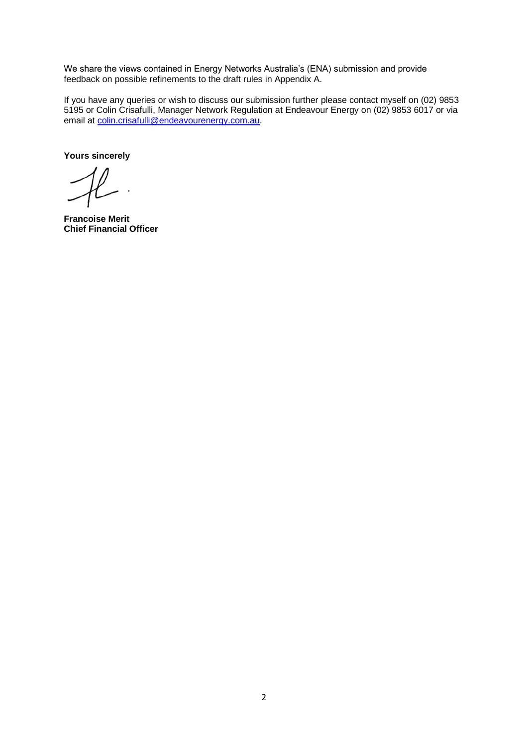We share the views contained in Energy Networks Australia's (ENA) submission and provide feedback on possible refinements to the draft rules in Appendix A.

If you have any queries or wish to discuss our submission further please contact myself on (02) 9853 5195 or Colin Crisafulli, Manager Network Regulation at Endeavour Energy on (02) 9853 6017 or via email at colin.crisafulli@endeavourenergy.com.au.

**Yours sincerely**

**Francoise Merit**
**Chief Financial Officer**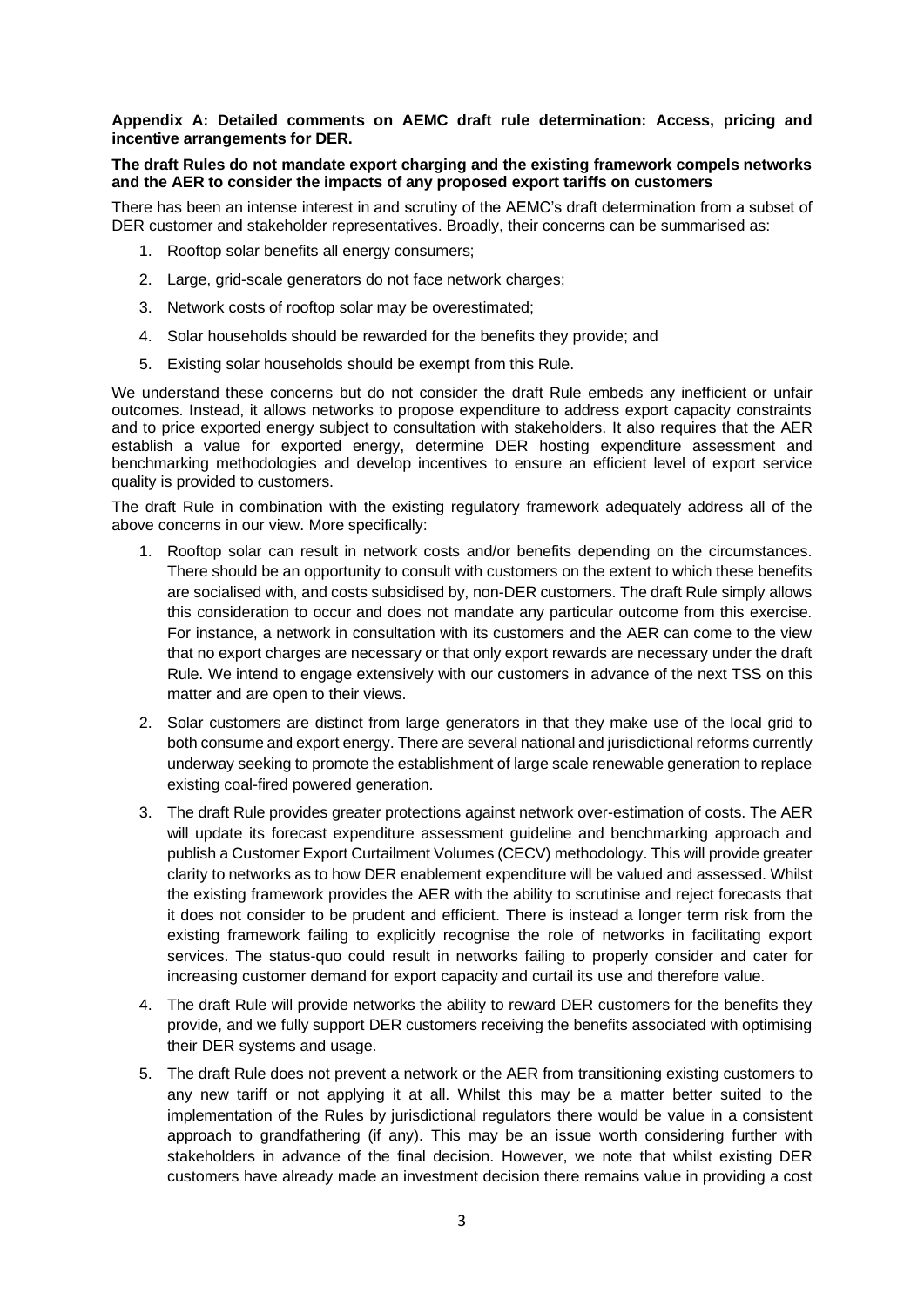**Appendix A: Detailed comments on AEMC draft rule determination: Access, pricing and incentive arrangements for DER.**

**The draft Rules do not mandate export charging and the existing framework compels networks and the AER to consider the impacts of any proposed export tariffs on customers**

There has been an intense interest in and scrutiny of the AEMC's draft determination from a subset of DER customer and stakeholder representatives. Broadly, their concerns can be summarised as:

1. Rooftop solar benefits all energy consumers;
2. Large, grid-scale generators do not face network charges;
3. Network costs of rooftop solar may be overestimated;
4. Solar households should be rewarded for the benefits they provide; and
5. Existing solar households should be exempt from this Rule.

We understand these concerns but do not consider the draft Rule embeds any inefficient or unfair outcomes. Instead, it allows networks to propose expenditure to address export capacity constraints and to price exported energy subject to consultation with stakeholders. It also requires that the AER establish a value for exported energy, determine DER hosting expenditure assessment and benchmarking methodologies and develop incentives to ensure an efficient level of export service quality is provided to customers.

The draft Rule in combination with the existing regulatory framework adequately address all of the above concerns in our view. More specifically:

1. Rooftop solar can result in network costs and/or benefits depending on the circumstances. There should be an opportunity to consult with customers on the extent to which these benefits are socialised with, and costs subsidised by, non-DER customers. The draft Rule simply allows this consideration to occur and does not mandate any particular outcome from this exercise. For instance, a network in consultation with its customers and the AER can come to the view that no export charges are necessary or that only export rewards are necessary under the draft Rule. We intend to engage extensively with our customers in advance of the next TSS on this matter and are open to their views.
2. Solar customers are distinct from large generators in that they make use of the local grid to both consume and export energy. There are several national and jurisdictional reforms currently underway seeking to promote the establishment of large scale renewable generation to replace existing coal-fired powered generation.
3. The draft Rule provides greater protections against network over-estimation of costs. The AER will update its forecast expenditure assessment guideline and benchmarking approach and publish a Customer Export Curtailment Volumes (CECV) methodology. This will provide greater clarity to networks as to how DER enablement expenditure will be valued and assessed. Whilst the existing framework provides the AER with the ability to scrutinise and reject forecasts that it does not consider to be prudent and efficient. There is instead a longer term risk from the existing framework failing to explicitly recognise the role of networks in facilitating export services. The status-quo could result in networks failing to properly consider and cater for increasing customer demand for export capacity and curtail its use and therefore value.
4. The draft Rule will provide networks the ability to reward DER customers for the benefits they provide, and we fully support DER customers receiving the benefits associated with optimising their DER systems and usage.
5. The draft Rule does not prevent a network or the AER from transitioning existing customers to any new tariff or not applying it at all. Whilst this may be a matter better suited to the implementation of the Rules by jurisdictional regulators there would be value in a consistent approach to grandfathering (if any). This may be an issue worth considering further with stakeholders in advance of the final decision. However, we note that whilst existing DER customers have already made an investment decision there remains value in providing a cost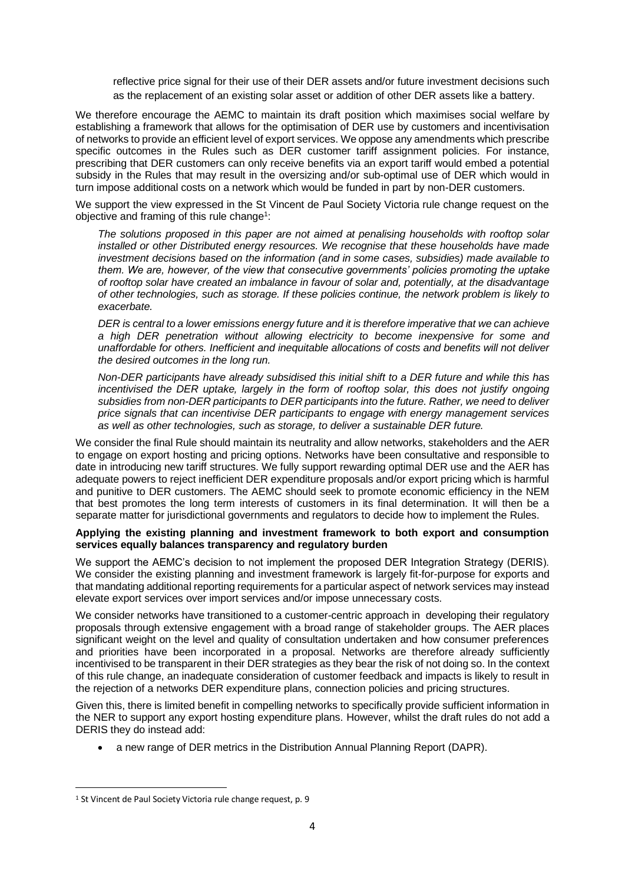reflective price signal for their use of their DER assets and/or future investment decisions such as the replacement of an existing solar asset or addition of other DER assets like a battery.

We therefore encourage the AEMC to maintain its draft position which maximises social welfare by establishing a framework that allows for the optimisation of DER use by customers and incentivisation of networks to provide an efficient level of export services. We oppose any amendments which prescribe specific outcomes in the Rules such as DER customer tariff assignment policies. For instance, prescribing that DER customers can only receive benefits via an export tariff would embed a potential subsidy in the Rules that may result in the oversizing and/or sub-optimal use of DER which would in turn impose additional costs on a network which would be funded in part by non-DER customers.

We support the view expressed in the St Vincent de Paul Society Victoria rule change request on the objective and framing of this rule change[1]:

> *The solutions proposed in this paper are not aimed at penalising households with rooftop solar installed or other Distributed energy resources. We recognise that these households have made investment decisions based on the information (and in some cases, subsidies) made available to them. We are, however, of the view that consecutive governments' policies promoting the uptake of rooftop solar have created an imbalance in favour of solar and, potentially, at the disadvantage of other technologies, such as storage. If these policies continue, the network problem is likely to exacerbate.*
>
> *DER is central to a lower emissions energy future and it is therefore imperative that we can achieve a high DER penetration without allowing electricity to become inexpensive for some and unaffordable for others. Inefficient and inequitable allocations of costs and benefits will not deliver the desired outcomes in the long run.*
>
> *Non-DER participants have already subsidised this initial shift to a DER future and while this has incentivised the DER uptake, largely in the form of rooftop solar, this does not justify ongoing subsidies from non-DER participants to DER participants into the future. Rather, we need to deliver price signals that can incentivise DER participants to engage with energy management services as well as other technologies, such as storage, to deliver a sustainable DER future.*

We consider the final Rule should maintain its neutrality and allow networks, stakeholders and the AER to engage on export hosting and pricing options. Networks have been consultative and responsible to date in introducing new tariff structures. We fully support rewarding optimal DER use and the AER has adequate powers to reject inefficient DER expenditure proposals and/or export pricing which is harmful and punitive to DER customers. The AEMC should seek to promote economic efficiency in the NEM that best promotes the long term interests of customers in its final determination. It will then be a separate matter for jurisdictional governments and regulators to decide how to implement the Rules.

**Applying the existing planning and investment framework to both export and consumption services equally balances transparency and regulatory burden**

We support the AEMC's decision to not implement the proposed DER Integration Strategy (DERIS). We consider the existing planning and investment framework is largely fit-for-purpose for exports and that mandating additional reporting requirements for a particular aspect of network services may instead elevate export services over import services and/or impose unnecessary costs.

We consider networks have transitioned to a customer-centric approach in developing their regulatory proposals through extensive engagement with a broad range of stakeholder groups. The AER places significant weight on the level and quality of consultation undertaken and how consumer preferences and priorities have been incorporated in a proposal. Networks are therefore already sufficiently incentivised to be transparent in their DER strategies as they bear the risk of not doing so. In the context of this rule change, an inadequate consideration of customer feedback and impacts is likely to result in the rejection of a networks DER expenditure plans, connection policies and pricing structures.

Given this, there is limited benefit in compelling networks to specifically provide sufficient information in the NER to support any export hosting expenditure plans. However, whilst the draft rules do not add a DERIS they do instead add:

- a new range of DER metrics in the Distribution Annual Planning Report (DAPR).

[1] St Vincent de Paul Society Victoria rule change request, p. 9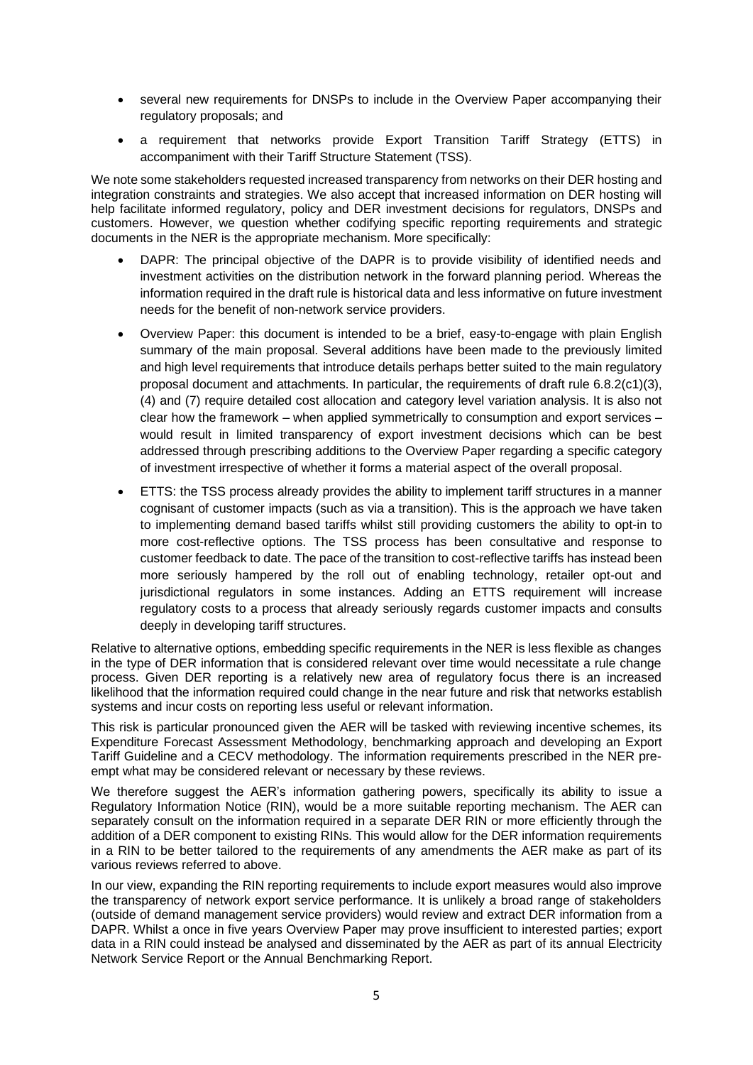- several new requirements for DNSPs to include in the Overview Paper accompanying their regulatory proposals; and
- a requirement that networks provide Export Transition Tariff Strategy (ETTS) in accompaniment with their Tariff Structure Statement (TSS).

We note some stakeholders requested increased transparency from networks on their DER hosting and integration constraints and strategies. We also accept that increased information on DER hosting will help facilitate informed regulatory, policy and DER investment decisions for regulators, DNSPs and customers. However, we question whether codifying specific reporting requirements and strategic documents in the NER is the appropriate mechanism. More specifically:

- DAPR: The principal objective of the DAPR is to provide visibility of identified needs and investment activities on the distribution network in the forward planning period. Whereas the information required in the draft rule is historical data and less informative on future investment needs for the benefit of non-network service providers.
- Overview Paper: this document is intended to be a brief, easy-to-engage with plain English summary of the main proposal. Several additions have been made to the previously limited and high level requirements that introduce details perhaps better suited to the main regulatory proposal document and attachments. In particular, the requirements of draft rule 6.8.2(c1)(3), (4) and (7) require detailed cost allocation and category level variation analysis. It is also not clear how the framework – when applied symmetrically to consumption and export services – would result in limited transparency of export investment decisions which can be best addressed through prescribing additions to the Overview Paper regarding a specific category of investment irrespective of whether it forms a material aspect of the overall proposal.
- ETTS: the TSS process already provides the ability to implement tariff structures in a manner cognisant of customer impacts (such as via a transition). This is the approach we have taken to implementing demand based tariffs whilst still providing customers the ability to opt-in to more cost-reflective options. The TSS process has been consultative and response to customer feedback to date. The pace of the transition to cost-reflective tariffs has instead been more seriously hampered by the roll out of enabling technology, retailer opt-out and jurisdictional regulators in some instances. Adding an ETTS requirement will increase regulatory costs to a process that already seriously regards customer impacts and consults deeply in developing tariff structures.

Relative to alternative options, embedding specific requirements in the NER is less flexible as changes in the type of DER information that is considered relevant over time would necessitate a rule change process. Given DER reporting is a relatively new area of regulatory focus there is an increased likelihood that the information required could change in the near future and risk that networks establish systems and incur costs on reporting less useful or relevant information.

This risk is particular pronounced given the AER will be tasked with reviewing incentive schemes, its Expenditure Forecast Assessment Methodology, benchmarking approach and developing an Export Tariff Guideline and a CECV methodology. The information requirements prescribed in the NER pre-empt what may be considered relevant or necessary by these reviews.

We therefore suggest the AER's information gathering powers, specifically its ability to issue a Regulatory Information Notice (RIN), would be a more suitable reporting mechanism. The AER can separately consult on the information required in a separate DER RIN or more efficiently through the addition of a DER component to existing RINs. This would allow for the DER information requirements in a RIN to be better tailored to the requirements of any amendments the AER make as part of its various reviews referred to above.

In our view, expanding the RIN reporting requirements to include export measures would also improve the transparency of network export service performance. It is unlikely a broad range of stakeholders (outside of demand management service providers) would review and extract DER information from a DAPR. Whilst a once in five years Overview Paper may prove insufficient to interested parties; export data in a RIN could instead be analysed and disseminated by the AER as part of its annual Electricity Network Service Report or the Annual Benchmarking Report.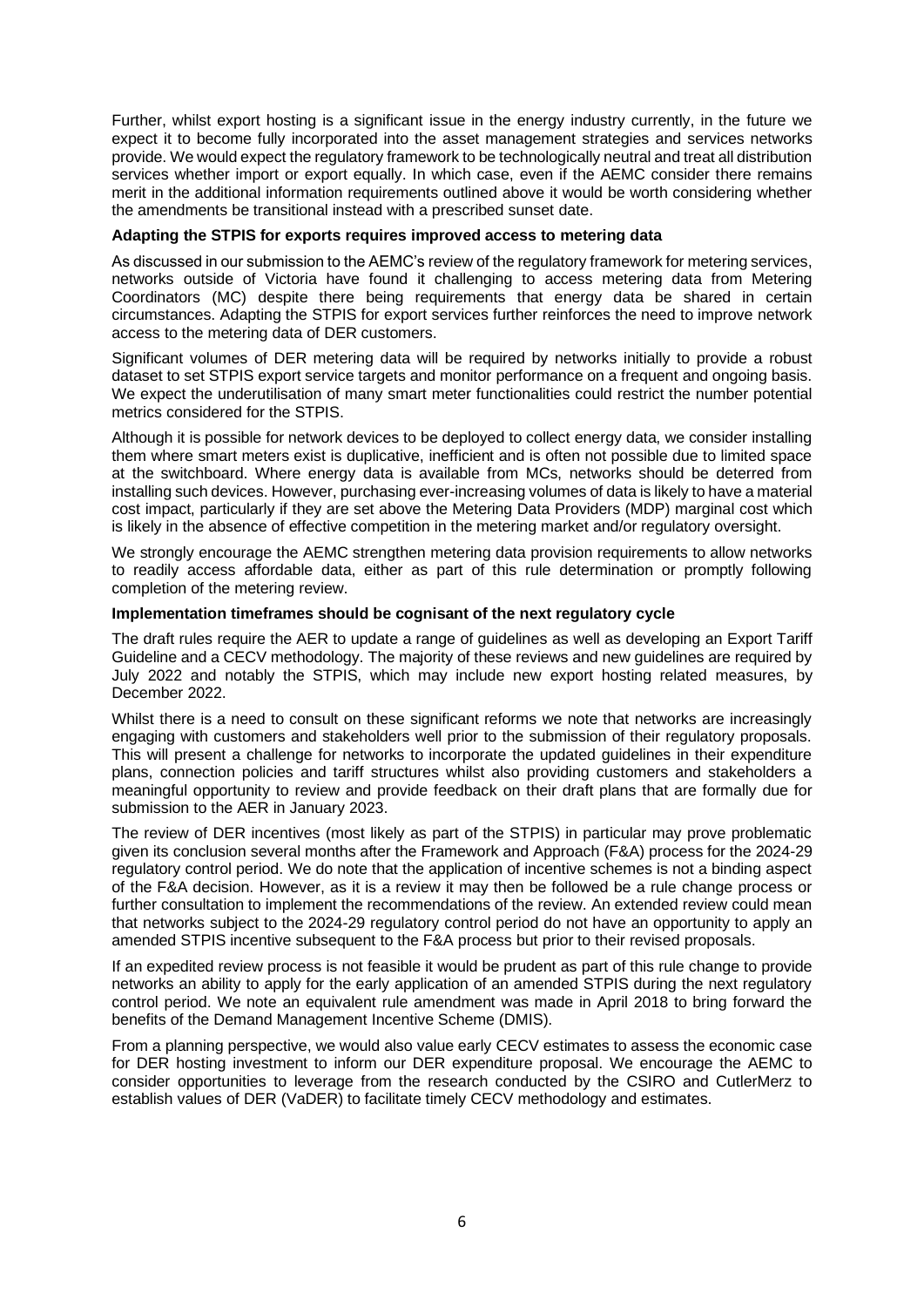Further, whilst export hosting is a significant issue in the energy industry currently, in the future we expect it to become fully incorporated into the asset management strategies and services networks provide. We would expect the regulatory framework to be technologically neutral and treat all distribution services whether import or export equally. In which case, even if the AEMC consider there remains merit in the additional information requirements outlined above it would be worth considering whether the amendments be transitional instead with a prescribed sunset date.

**Adapting the STPIS for exports requires improved access to metering data**

As discussed in our submission to the AEMC's review of the regulatory framework for metering services, networks outside of Victoria have found it challenging to access metering data from Metering Coordinators (MC) despite there being requirements that energy data be shared in certain circumstances. Adapting the STPIS for export services further reinforces the need to improve network access to the metering data of DER customers.

Significant volumes of DER metering data will be required by networks initially to provide a robust dataset to set STPIS export service targets and monitor performance on a frequent and ongoing basis. We expect the underutilisation of many smart meter functionalities could restrict the number potential metrics considered for the STPIS.

Although it is possible for network devices to be deployed to collect energy data, we consider installing them where smart meters exist is duplicative, inefficient and is often not possible due to limited space at the switchboard. Where energy data is available from MCs, networks should be deterred from installing such devices. However, purchasing ever-increasing volumes of data is likely to have a material cost impact, particularly if they are set above the Metering Data Providers (MDP) marginal cost which is likely in the absence of effective competition in the metering market and/or regulatory oversight.

We strongly encourage the AEMC strengthen metering data provision requirements to allow networks to readily access affordable data, either as part of this rule determination or promptly following completion of the metering review.

**Implementation timeframes should be cognisant of the next regulatory cycle**

The draft rules require the AER to update a range of guidelines as well as developing an Export Tariff Guideline and a CECV methodology. The majority of these reviews and new guidelines are required by July 2022 and notably the STPIS, which may include new export hosting related measures, by December 2022.

Whilst there is a need to consult on these significant reforms we note that networks are increasingly engaging with customers and stakeholders well prior to the submission of their regulatory proposals. This will present a challenge for networks to incorporate the updated guidelines in their expenditure plans, connection policies and tariff structures whilst also providing customers and stakeholders a meaningful opportunity to review and provide feedback on their draft plans that are formally due for submission to the AER in January 2023.

The review of DER incentives (most likely as part of the STPIS) in particular may prove problematic given its conclusion several months after the Framework and Approach (F&A) process for the 2024-29 regulatory control period. We do note that the application of incentive schemes is not a binding aspect of the F&A decision. However, as it is a review it may then be followed be a rule change process or further consultation to implement the recommendations of the review. An extended review could mean that networks subject to the 2024-29 regulatory control period do not have an opportunity to apply an amended STPIS incentive subsequent to the F&A process but prior to their revised proposals.

If an expedited review process is not feasible it would be prudent as part of this rule change to provide networks an ability to apply for the early application of an amended STPIS during the next regulatory control period. We note an equivalent rule amendment was made in April 2018 to bring forward the benefits of the Demand Management Incentive Scheme (DMIS).

From a planning perspective, we would also value early CECV estimates to assess the economic case for DER hosting investment to inform our DER expenditure proposal. We encourage the AEMC to consider opportunities to leverage from the research conducted by the CSIRO and CutlerMerz to establish values of DER (VaDER) to facilitate timely CECV methodology and estimates.